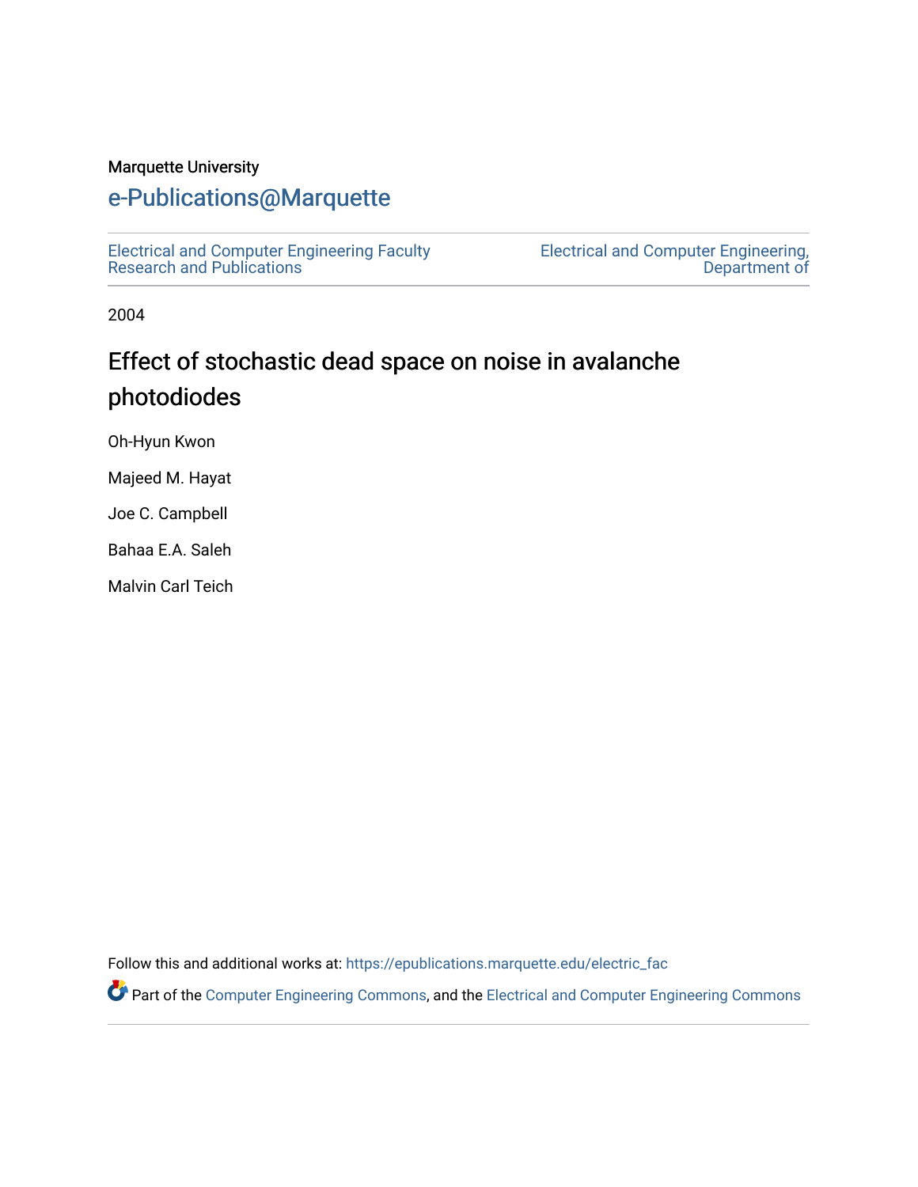Marquette University

# e-Publications@Marquette

Electrical and Computer Engineering Faculty Research and Publications

Electrical and Computer Engineering, Department of

2004

# Effect of stochastic dead space on noise in avalanche photodiodes

Oh-Hyun Kwon

Majeed M. Hayat

Joe C. Campbell

Bahaa E.A. Saleh

Malvin Carl Teich

Follow this and additional works at: https://epublications.marquette.edu/electric_fac

Part of the Computer Engineering Commons, and the Electrical and Computer Engineering Commons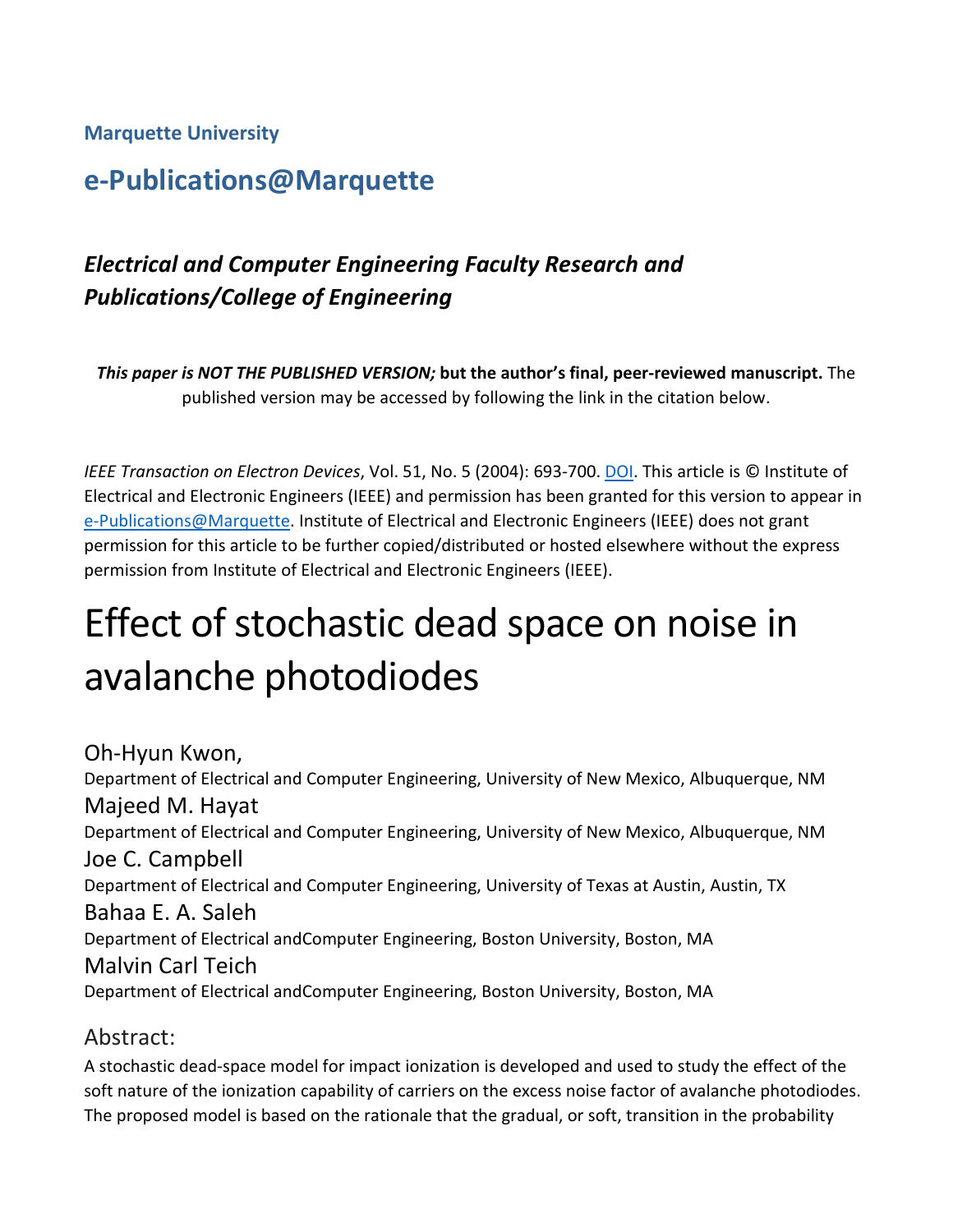**Marquette University**

## e-Publications@Marquette

### *Electrical and Computer Engineering Faculty Research and Publications/College of Engineering*

***This paper is NOT THE PUBLISHED VERSION;* but the author's final, peer-reviewed manuscript.** The published version may be accessed by following the link in the citation below.

*IEEE Transaction on Electron Devices*, Vol. 51, No. 5 (2004): 693-700. DOI. This article is © Institute of Electrical and Electronic Engineers (IEEE) and permission has been granted for this version to appear in e-Publications@Marquette. Institute of Electrical and Electronic Engineers (IEEE) does not grant permission for this article to be further copied/distributed or hosted elsewhere without the express permission from Institute of Electrical and Electronic Engineers (IEEE).

# Effect of stochastic dead space on noise in avalanche photodiodes

Oh-Hyun Kwon,
Department of Electrical and Computer Engineering, University of New Mexico, Albuquerque, NM

Majeed M. Hayat
Department of Electrical and Computer Engineering, University of New Mexico, Albuquerque, NM

Joe C. Campbell
Department of Electrical and Computer Engineering, University of Texas at Austin, Austin, TX

Bahaa E. A. Saleh
Department of Electrical andComputer Engineering, Boston University, Boston, MA

Malvin Carl Teich
Department of Electrical andComputer Engineering, Boston University, Boston, MA

## Abstract:

A stochastic dead-space model for impact ionization is developed and used to study the effect of the soft nature of the ionization capability of carriers on the excess noise factor of avalanche photodiodes. The proposed model is based on the rationale that the gradual, or soft, transition in the probability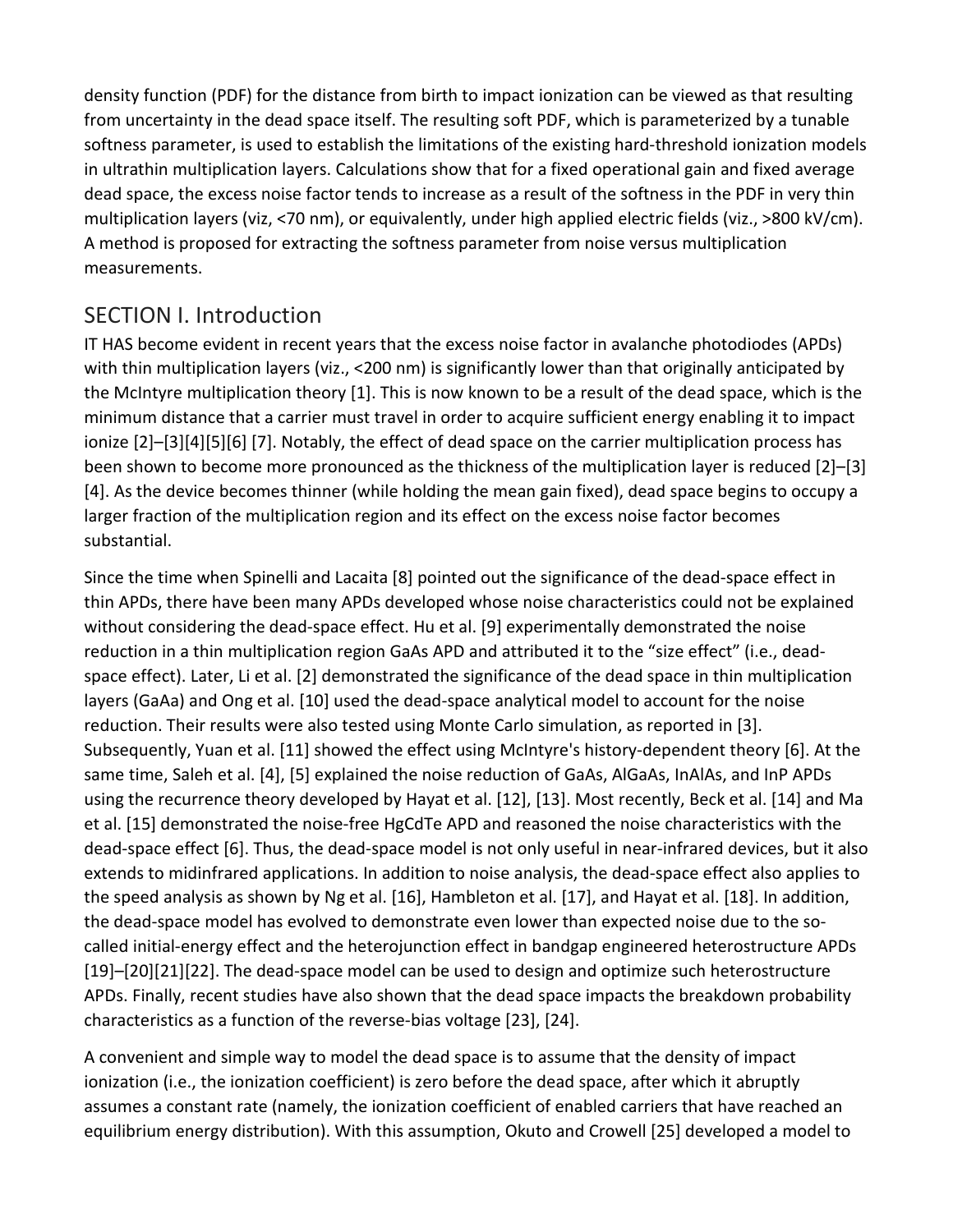density function (PDF) for the distance from birth to impact ionization can be viewed as that resulting from uncertainty in the dead space itself. The resulting soft PDF, which is parameterized by a tunable softness parameter, is used to establish the limitations of the existing hard-threshold ionization models in ultrathin multiplication layers. Calculations show that for a fixed operational gain and fixed average dead space, the excess noise factor tends to increase as a result of the softness in the PDF in very thin multiplication layers (viz, <70 nm), or equivalently, under high applied electric fields (viz., >800 kV/cm). A method is proposed for extracting the softness parameter from noise versus multiplication measurements.

## SECTION I. Introduction

IT HAS become evident in recent years that the excess noise factor in avalanche photodiodes (APDs) with thin multiplication layers (viz., <200 nm) is significantly lower than that originally anticipated by the McIntyre multiplication theory [1]. This is now known to be a result of the dead space, which is the minimum distance that a carrier must travel in order to acquire sufficient energy enabling it to impact ionize [2]–[3][4][5][6] [7]. Notably, the effect of dead space on the carrier multiplication process has been shown to become more pronounced as the thickness of the multiplication layer is reduced [2]–[3][4]. As the device becomes thinner (while holding the mean gain fixed), dead space begins to occupy a larger fraction of the multiplication region and its effect on the excess noise factor becomes substantial.

Since the time when Spinelli and Lacaita [8] pointed out the significance of the dead-space effect in thin APDs, there have been many APDs developed whose noise characteristics could not be explained without considering the dead-space effect. Hu et al. [9] experimentally demonstrated the noise reduction in a thin multiplication region GaAs APD and attributed it to the "size effect" (i.e., dead-space effect). Later, Li et al. [2] demonstrated the significance of the dead space in thin multiplication layers (GaAa) and Ong et al. [10] used the dead-space analytical model to account for the noise reduction. Their results were also tested using Monte Carlo simulation, as reported in [3]. Subsequently, Yuan et al. [11] showed the effect using McIntyre's history-dependent theory [6]. At the same time, Saleh et al. [4], [5] explained the noise reduction of GaAs, AlGaAs, InAlAs, and InP APDs using the recurrence theory developed by Hayat et al. [12], [13]. Most recently, Beck et al. [14] and Ma et al. [15] demonstrated the noise-free HgCdTe APD and reasoned the noise characteristics with the dead-space effect [6]. Thus, the dead-space model is not only useful in near-infrared devices, but it also extends to midinfrared applications. In addition to noise analysis, the dead-space effect also applies to the speed analysis as shown by Ng et al. [16], Hambleton et al. [17], and Hayat et al. [18]. In addition, the dead-space model has evolved to demonstrate even lower than expected noise due to the so-called initial-energy effect and the heterojunction effect in bandgap engineered heterostructure APDs [19]–[20][21][22]. The dead-space model can be used to design and optimize such heterostructure APDs. Finally, recent studies have also shown that the dead space impacts the breakdown probability characteristics as a function of the reverse-bias voltage [23], [24].

A convenient and simple way to model the dead space is to assume that the density of impact ionization (i.e., the ionization coefficient) is zero before the dead space, after which it abruptly assumes a constant rate (namely, the ionization coefficient of enabled carriers that have reached an equilibrium energy distribution). With this assumption, Okuto and Crowell [25] developed a model to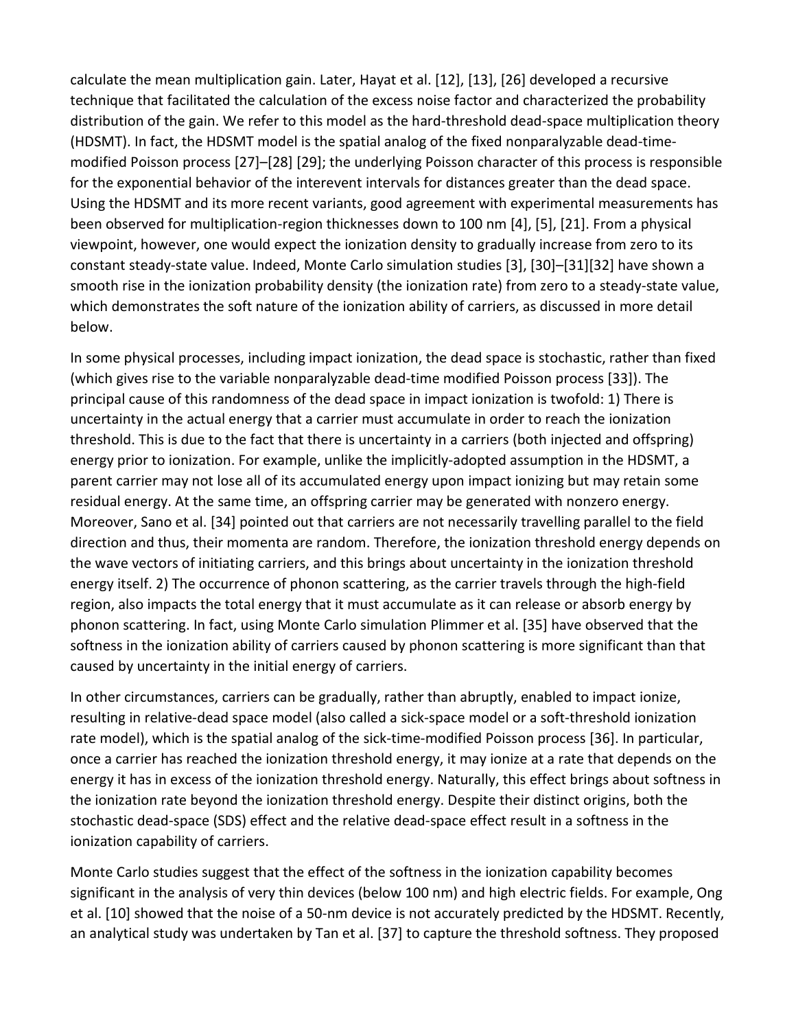calculate the mean multiplication gain. Later, Hayat et al. [12], [13], [26] developed a recursive technique that facilitated the calculation of the excess noise factor and characterized the probability distribution of the gain. We refer to this model as the hard-threshold dead-space multiplication theory (HDSMT). In fact, the HDSMT model is the spatial analog of the fixed nonparalyzable dead-time-modified Poisson process [27]–[28] [29]; the underlying Poisson character of this process is responsible for the exponential behavior of the interevent intervals for distances greater than the dead space. Using the HDSMT and its more recent variants, good agreement with experimental measurements has been observed for multiplication-region thicknesses down to 100 nm [4], [5], [21]. From a physical viewpoint, however, one would expect the ionization density to gradually increase from zero to its constant steady-state value. Indeed, Monte Carlo simulation studies [3], [30]–[31][32] have shown a smooth rise in the ionization probability density (the ionization rate) from zero to a steady-state value, which demonstrates the soft nature of the ionization ability of carriers, as discussed in more detail below.

In some physical processes, including impact ionization, the dead space is stochastic, rather than fixed (which gives rise to the variable nonparalyzable dead-time modified Poisson process [33]). The principal cause of this randomness of the dead space in impact ionization is twofold: 1) There is uncertainty in the actual energy that a carrier must accumulate in order to reach the ionization threshold. This is due to the fact that there is uncertainty in a carriers (both injected and offspring) energy prior to ionization. For example, unlike the implicitly-adopted assumption in the HDSMT, a parent carrier may not lose all of its accumulated energy upon impact ionizing but may retain some residual energy. At the same time, an offspring carrier may be generated with nonzero energy. Moreover, Sano et al. [34] pointed out that carriers are not necessarily travelling parallel to the field direction and thus, their momenta are random. Therefore, the ionization threshold energy depends on the wave vectors of initiating carriers, and this brings about uncertainty in the ionization threshold energy itself. 2) The occurrence of phonon scattering, as the carrier travels through the high-field region, also impacts the total energy that it must accumulate as it can release or absorb energy by phonon scattering. In fact, using Monte Carlo simulation Plimmer et al. [35] have observed that the softness in the ionization ability of carriers caused by phonon scattering is more significant than that caused by uncertainty in the initial energy of carriers.

In other circumstances, carriers can be gradually, rather than abruptly, enabled to impact ionize, resulting in relative-dead space model (also called a sick-space model or a soft-threshold ionization rate model), which is the spatial analog of the sick-time-modified Poisson process [36]. In particular, once a carrier has reached the ionization threshold energy, it may ionize at a rate that depends on the energy it has in excess of the ionization threshold energy. Naturally, this effect brings about softness in the ionization rate beyond the ionization threshold energy. Despite their distinct origins, both the stochastic dead-space (SDS) effect and the relative dead-space effect result in a softness in the ionization capability of carriers.

Monte Carlo studies suggest that the effect of the softness in the ionization capability becomes significant in the analysis of very thin devices (below 100 nm) and high electric fields. For example, Ong et al. [10] showed that the noise of a 50-nm device is not accurately predicted by the HDSMT. Recently, an analytical study was undertaken by Tan et al. [37] to capture the threshold softness. They proposed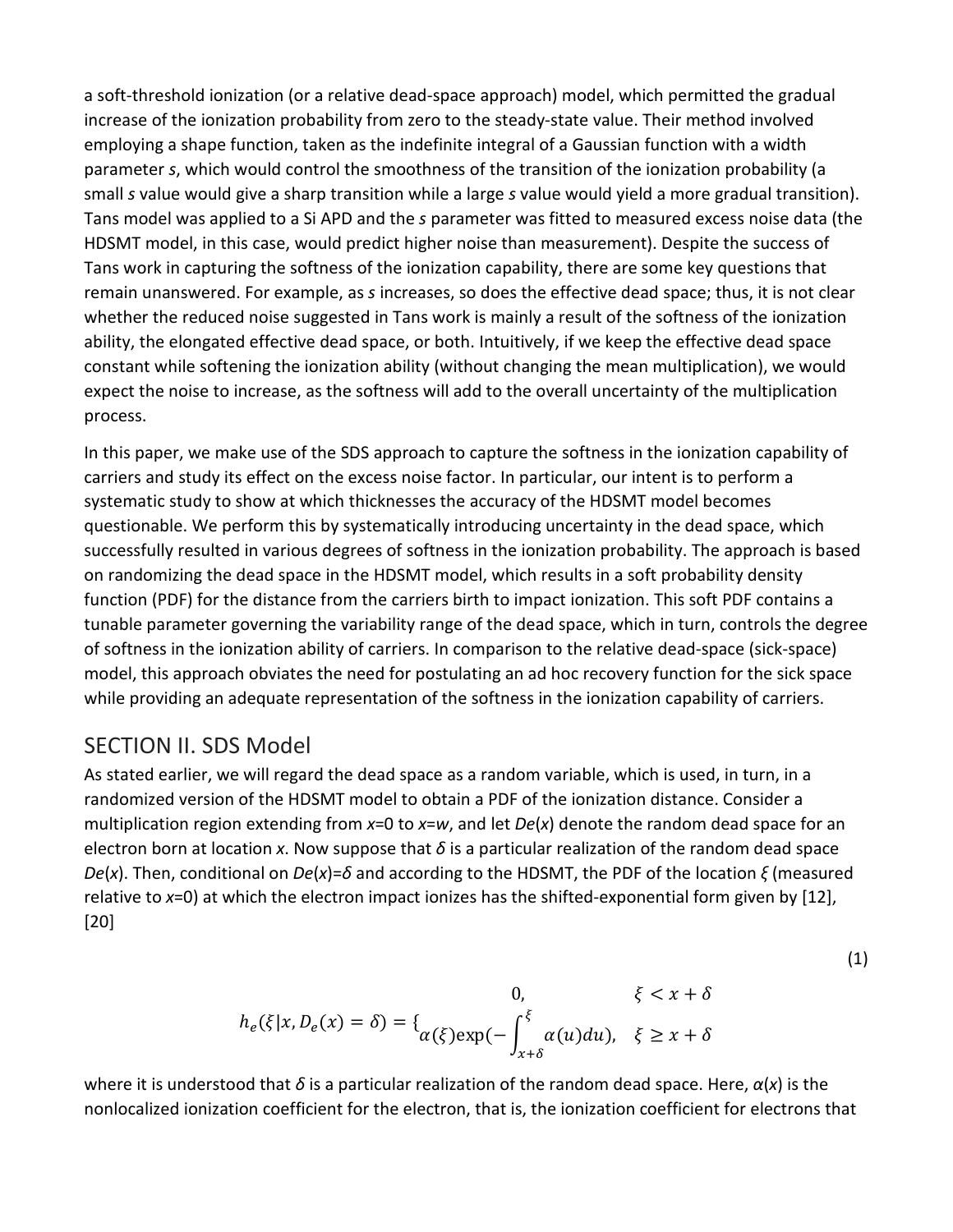a soft-threshold ionization (or a relative dead-space approach) model, which permitted the gradual increase of the ionization probability from zero to the steady-state value. Their method involved employing a shape function, taken as the indefinite integral of a Gaussian function with a width parameter *s*, which would control the smoothness of the transition of the ionization probability (a small *s* value would give a sharp transition while a large *s* value would yield a more gradual transition). Tans model was applied to a Si APD and the *s* parameter was fitted to measured excess noise data (the HDSMT model, in this case, would predict higher noise than measurement). Despite the success of Tans work in capturing the softness of the ionization capability, there are some key questions that remain unanswered. For example, as *s* increases, so does the effective dead space; thus, it is not clear whether the reduced noise suggested in Tans work is mainly a result of the softness of the ionization ability, the elongated effective dead space, or both. Intuitively, if we keep the effective dead space constant while softening the ionization ability (without changing the mean multiplication), we would expect the noise to increase, as the softness will add to the overall uncertainty of the multiplication process.

In this paper, we make use of the SDS approach to capture the softness in the ionization capability of carriers and study its effect on the excess noise factor. In particular, our intent is to perform a systematic study to show at which thicknesses the accuracy of the HDSMT model becomes questionable. We perform this by systematically introducing uncertainty in the dead space, which successfully resulted in various degrees of softness in the ionization probability. The approach is based on randomizing the dead space in the HDSMT model, which results in a soft probability density function (PDF) for the distance from the carriers birth to impact ionization. This soft PDF contains a tunable parameter governing the variability range of the dead space, which in turn, controls the degree of softness in the ionization ability of carriers. In comparison to the relative dead-space (sick-space) model, this approach obviates the need for postulating an ad hoc recovery function for the sick space while providing an adequate representation of the softness in the ionization capability of carriers.

## SECTION II. SDS Model

As stated earlier, we will regard the dead space as a random variable, which is used, in turn, in a randomized version of the HDSMT model to obtain a PDF of the ionization distance. Consider a multiplication region extending from $x=0$ to $x=w$, and let $D_e(x)$ denote the random dead space for an electron born at location $x$. Now suppose that $\delta$ is a particular realization of the random dead space $D_e(x)$. Then, conditional on $D_e(x)=\delta$ and according to the HDSMT, the PDF of the location $\xi$ (measured relative to $x=0$) at which the electron impact ionizes has the shifted-exponential form given by [12], [20]

$$h_e(\xi|x, D_e(x)=\delta) = \begin{cases} 0, & \xi < x+\delta \\ \alpha(\xi)\exp\left(-\int_{x+\delta}^{\xi} \alpha(u)du\right), & \xi \geq x+\delta \end{cases} \tag{1}$$

where it is understood that $\delta$ is a particular realization of the random dead space. Here, $\alpha(x)$ is the nonlocalized ionization coefficient for the electron, that is, the ionization coefficient for electrons that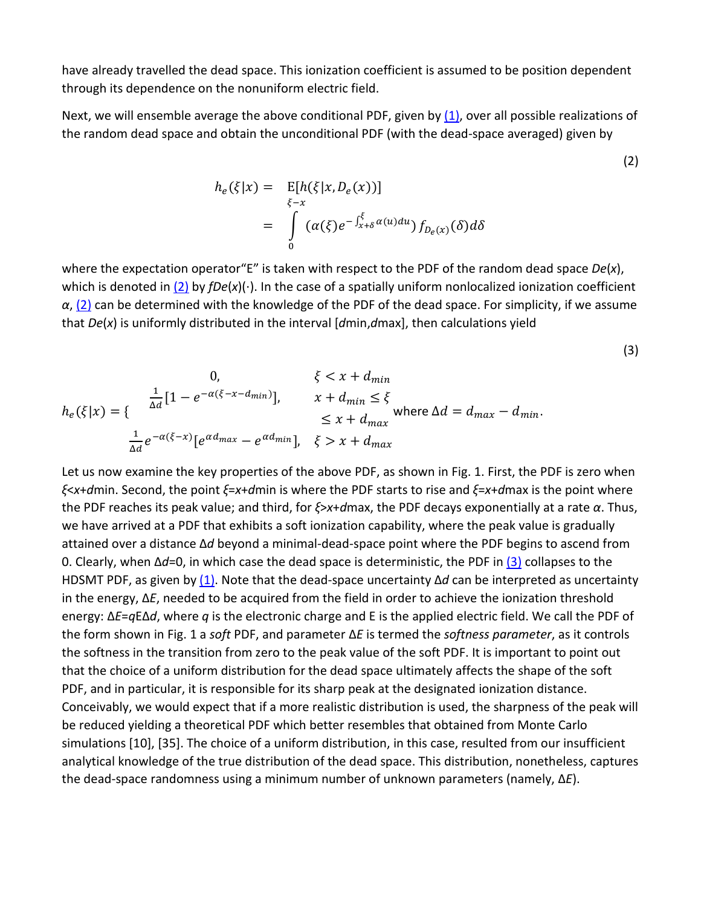have already travelled the dead space. This ionization coefficient is assumed to be position dependent through its dependence on the nonuniform electric field.

Next, we will ensemble average the above conditional PDF, given by (1), over all possible realizations of the random dead space and obtain the unconditional PDF (with the dead-space averaged) given by

$$
\begin{aligned}
h_e(\xi|x) &= \mathrm{E}[h(\xi|x, D_e(x))] \\
&= \int_0^{\xi - x} \left(\alpha(\xi) e^{-\int_{x+\delta}^{\xi} \alpha(u)du}\right) f_{D_e(x)}(\delta) d\delta
\end{aligned}
\tag{2}
$$

where the expectation operator "E" is taken with respect to the PDF of the random dead space $De(x)$, which is denoted in (2) by $fDe(x)(\cdot)$. In the case of a spatially uniform nonlocalized ionization coefficient $\alpha$, (2) can be determined with the knowledge of the PDF of the dead space. For simplicity, if we assume that $De(x)$ is uniformly distributed in the interval [$d$min,$d$max], then calculations yield

$$
h_e(\xi|x) = \begin{cases} 0, & \xi < x + d_{min} \\ \frac{1}{\Delta d}[1 - e^{-\alpha(\xi - x - d_{min})}], & x + d_{min} \leq \xi \leq x + d_{max} \\ \frac{1}{\Delta d} e^{-\alpha(\xi - x)}[e^{\alpha d_{max}} - e^{\alpha d_{min}}], & \xi > x + d_{max} \end{cases} \quad \text{where } \Delta d = d_{max} - d_{min}.
\tag{3}
$$

Let us now examine the key properties of the above PDF, as shown in Fig. 1. First, the PDF is zero when $\xi < x + d$min. Second, the point $\xi = x + d$min is where the PDF starts to rise and $\xi = x + d$max is the point where the PDF reaches its peak value; and third, for $\xi > x + d$max, the PDF decays exponentially at a rate $\alpha$. Thus, we have arrived at a PDF that exhibits a soft ionization capability, where the peak value is gradually attained over a distance $\Delta d$ beyond a minimal-dead-space point where the PDF begins to ascend from 0. Clearly, when $\Delta d$=0, in which case the dead space is deterministic, the PDF in (3) collapses to the HDSMT PDF, as given by (1). Note that the dead-space uncertainty $\Delta d$ can be interpreted as uncertainty in the energy, $\Delta E$, needed to be acquired from the field in order to achieve the ionization threshold energy: $\Delta E = q\mathrm{E}\Delta d$, where $q$ is the electronic charge and E is the applied electric field. We call the PDF of the form shown in Fig. 1 a *soft* PDF, and parameter $\Delta E$ is termed the *softness parameter*, as it controls the softness in the transition from zero to the peak value of the soft PDF. It is important to point out that the choice of a uniform distribution for the dead space ultimately affects the shape of the soft PDF, and in particular, it is responsible for its sharp peak at the designated ionization distance. Conceivably, we would expect that if a more realistic distribution is used, the sharpness of the peak will be reduced yielding a theoretical PDF which better resembles that obtained from Monte Carlo simulations [10], [35]. The choice of a uniform distribution, in this case, resulted from our insufficient analytical knowledge of the true distribution of the dead space. This distribution, nonetheless, captures the dead-space randomness using a minimum number of unknown parameters (namely, $\Delta E$).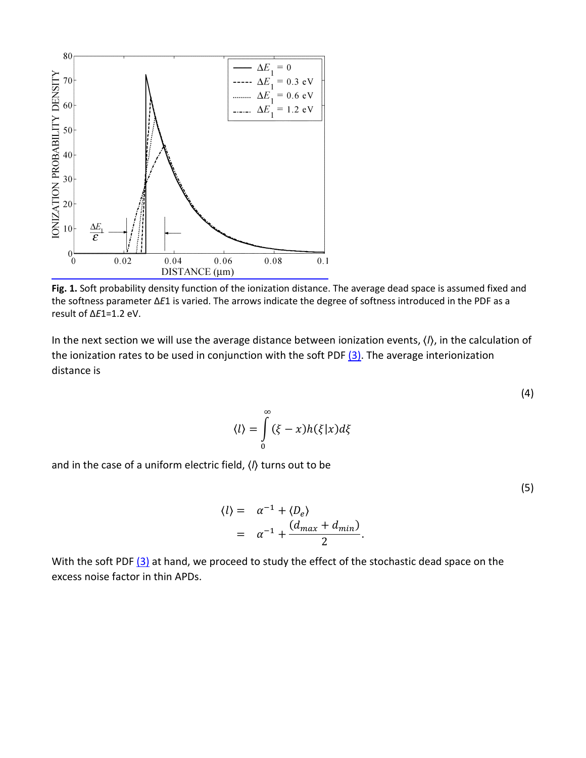**Fig. 1.** Soft probability density function of the ionization distance. The average dead space is assumed fixed and the softness parameter Δ$E1$ is varied. The arrows indicate the degree of softness introduced in the PDF as a result of Δ$E1$=1.2 eV.

In the next section we will use the average distance between ionization events, ⟨$l$⟩, in the calculation of the ionization rates to be used in conjunction with the soft PDF (3). The average interionization distance is

$$\langle l \rangle = \int_0^{\infty} (\xi - x) h(\xi | x) d\xi \tag{4}$$

and in the case of a uniform electric field, ⟨$l$⟩ turns out to be

$$\begin{aligned} \langle l \rangle &= \alpha^{-1} + \langle D_e \rangle \\ &= \alpha^{-1} + \frac{(d_{max} + d_{min})}{2}. \end{aligned} \tag{5}$$

With the soft PDF (3) at hand, we proceed to study the effect of the stochastic dead space on the excess noise factor in thin APDs.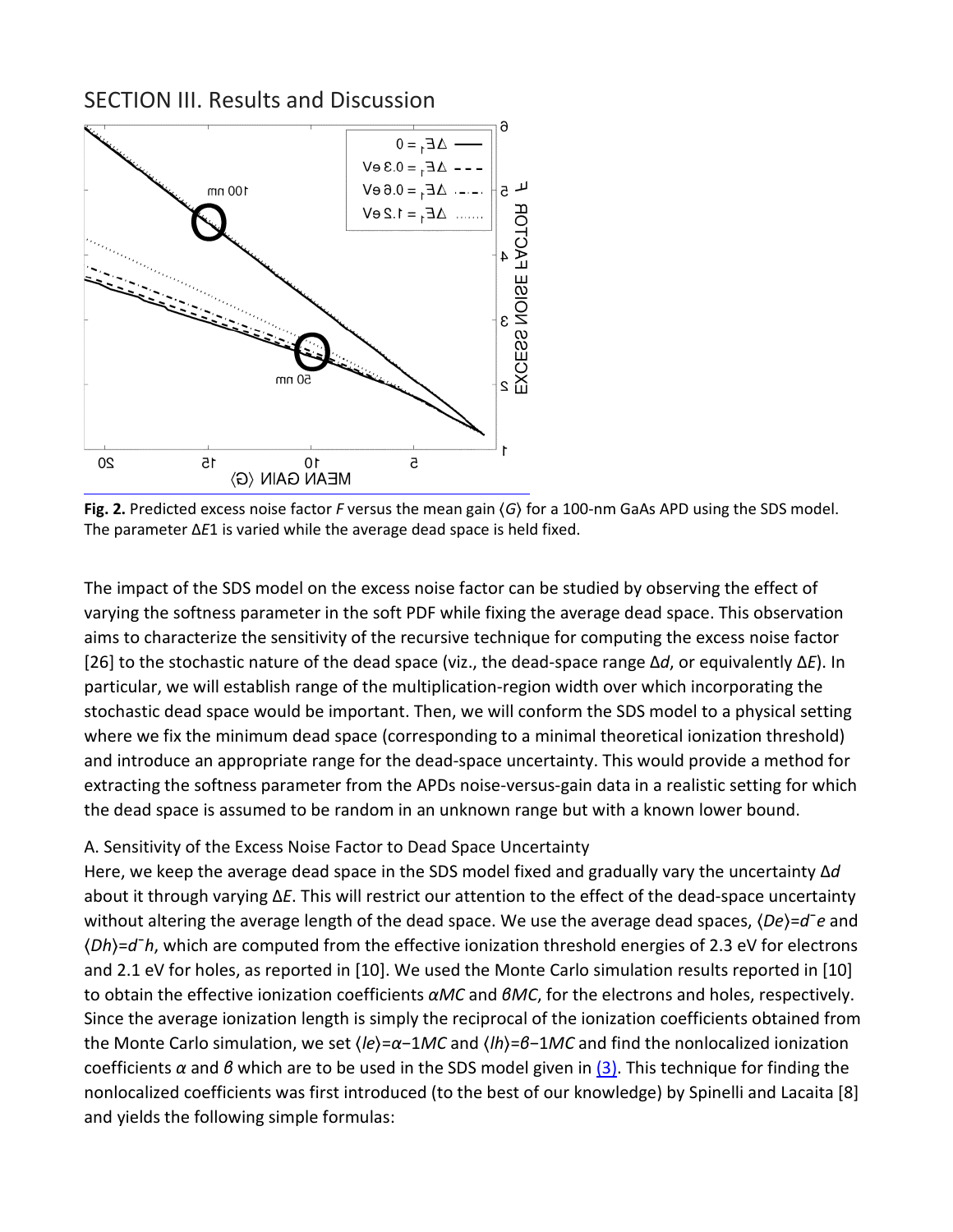## SECTION III. Results and Discussion

**Fig. 2.** Predicted excess noise factor $F$ versus the mean gain $\langle G \rangle$ for a 100-nm GaAs APD using the SDS model. The parameter $\Delta E1$ is varied while the average dead space is held fixed.

The impact of the SDS model on the excess noise factor can be studied by observing the effect of varying the softness parameter in the soft PDF while fixing the average dead space. This observation aims to characterize the sensitivity of the recursive technique for computing the excess noise factor [26] to the stochastic nature of the dead space (viz., the dead-space range $\Delta d$, or equivalently $\Delta E$). In particular, we will establish range of the multiplication-region width over which incorporating the stochastic dead space would be important. Then, we will conform the SDS model to a physical setting where we fix the minimum dead space (corresponding to a minimal theoretical ionization threshold) and introduce an appropriate range for the dead-space uncertainty. This would provide a method for extracting the softness parameter from the APDs noise-versus-gain data in a realistic setting for which the dead space is assumed to be random in an unknown range but with a known lower bound.

### A. Sensitivity of the Excess Noise Factor to Dead Space Uncertainty

Here, we keep the average dead space in the SDS model fixed and gradually vary the uncertainty $\Delta d$ about it through varying $\Delta E$. This will restrict our attention to the effect of the dead-space uncertainty without altering the average length of the dead space. We use the average dead spaces, $\langle De \rangle = \bar{d}e$ and $\langle Dh \rangle = \bar{d}h$, which are computed from the effective ionization threshold energies of 2.3 eV for electrons and 2.1 eV for holes, as reported in [10]. We used the Monte Carlo simulation results reported in [10] to obtain the effective ionization coefficients $\alpha MC$ and $\beta MC$, for the electrons and holes, respectively. Since the average ionization length is simply the reciprocal of the ionization coefficients obtained from the Monte Carlo simulation, we set $\langle le \rangle = \alpha^{-1} MC$ and $\langle lh \rangle = \beta^{-1} MC$ and find the nonlocalized ionization coefficients $\alpha$ and $\beta$ which are to be used in the SDS model given in (3). This technique for finding the nonlocalized coefficients was first introduced (to the best of our knowledge) by Spinelli and Lacaita [8] and yields the following simple formulas: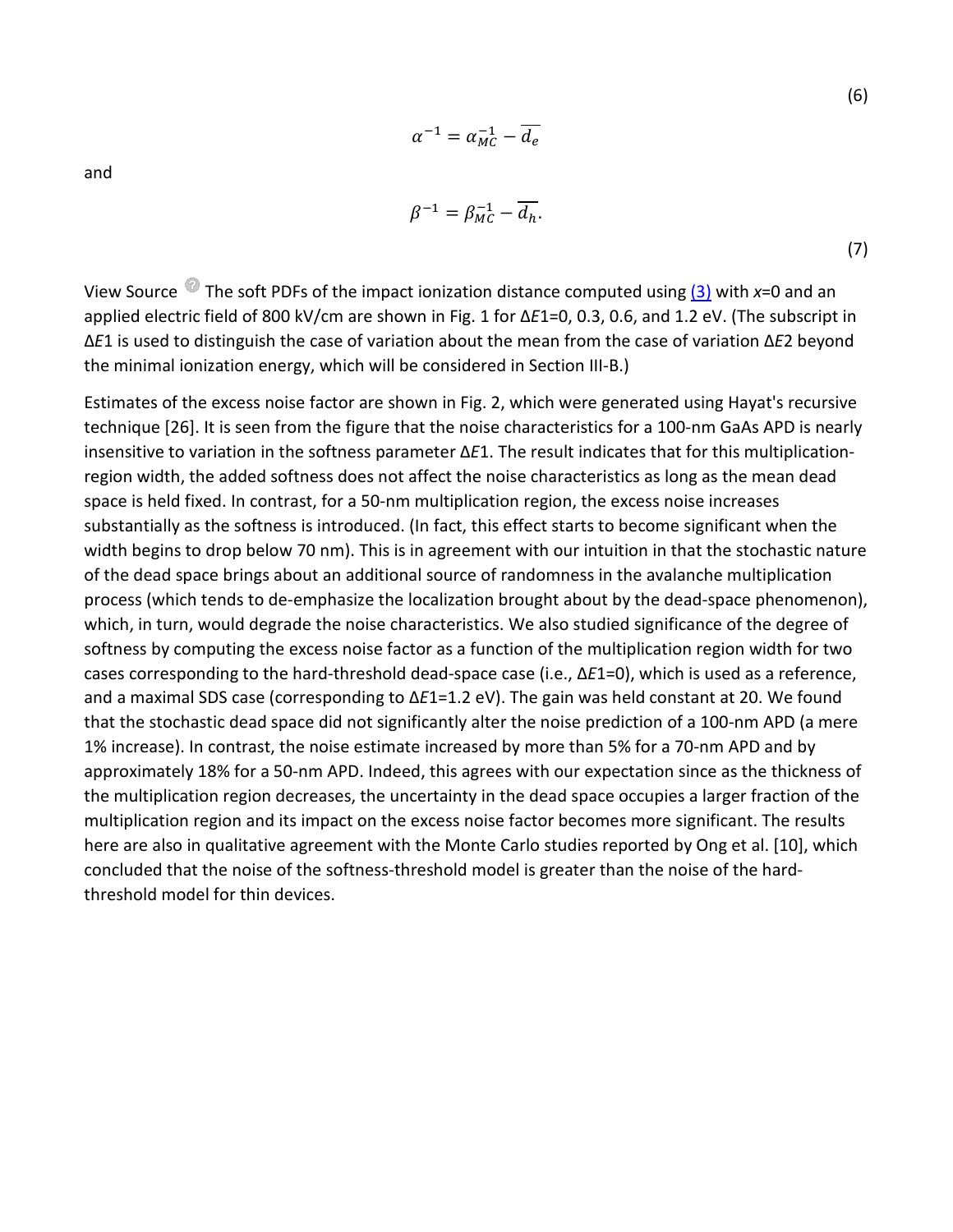$$\alpha^{-1} = \alpha_{MC}^{-1} - \overline{d_e} \tag{6}$$

and

$$\beta^{-1} = \beta_{MC}^{-1} - \overline{d_h}. \tag{7}$$

View Source The soft PDFs of the impact ionization distance computed using (3) with $x$=0 and an applied electric field of 800 kV/cm are shown in Fig. 1 for $\Delta E1$=0, 0.3, 0.6, and 1.2 eV. (The subscript in $\Delta E1$ is used to distinguish the case of variation about the mean from the case of variation $\Delta E2$ beyond the minimal ionization energy, which will be considered in Section III-B.)

Estimates of the excess noise factor are shown in Fig. 2, which were generated using Hayat's recursive technique [26]. It is seen from the figure that the noise characteristics for a 100-nm GaAs APD is nearly insensitive to variation in the softness parameter $\Delta E1$. The result indicates that for this multiplication-region width, the added softness does not affect the noise characteristics as long as the mean dead space is held fixed. In contrast, for a 50-nm multiplication region, the excess noise increases substantially as the softness is introduced. (In fact, this effect starts to become significant when the width begins to drop below 70 nm). This is in agreement with our intuition in that the stochastic nature of the dead space brings about an additional source of randomness in the avalanche multiplication process (which tends to de-emphasize the localization brought about by the dead-space phenomenon), which, in turn, would degrade the noise characteristics. We also studied significance of the degree of softness by computing the excess noise factor as a function of the multiplication region width for two cases corresponding to the hard-threshold dead-space case (i.e., $\Delta E1$=0), which is used as a reference, and a maximal SDS case (corresponding to $\Delta E1$=1.2 eV). The gain was held constant at 20. We found that the stochastic dead space did not significantly alter the noise prediction of a 100-nm APD (a mere 1% increase). In contrast, the noise estimate increased by more than 5% for a 70-nm APD and by approximately 18% for a 50-nm APD. Indeed, this agrees with our expectation since as the thickness of the multiplication region decreases, the uncertainty in the dead space occupies a larger fraction of the multiplication region and its impact on the excess noise factor becomes more significant. The results here are also in qualitative agreement with the Monte Carlo studies reported by Ong et al. [10], which concluded that the noise of the softness-threshold model is greater than the noise of the hard-threshold model for thin devices.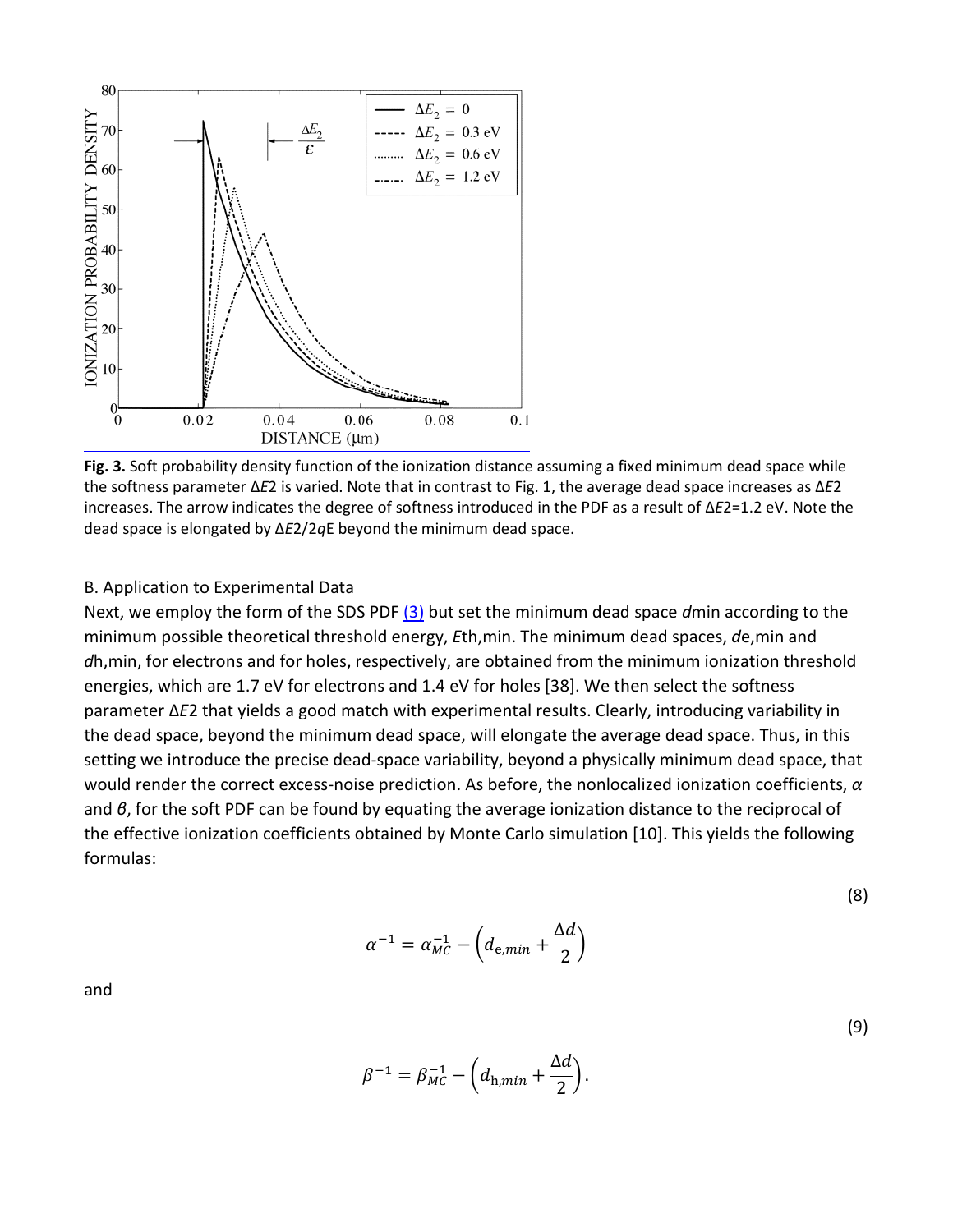**Fig. 3.** Soft probability density function of the ionization distance assuming a fixed minimum dead space while the softness parameter $\Delta E_2$ is varied. Note that in contrast to Fig. 1, the average dead space increases as $\Delta E_2$ increases. The arrow indicates the degree of softness introduced in the PDF as a result of $\Delta E_2 = 1.2$ eV. Note the dead space is elongated by $\Delta E_2 / 2qE$ beyond the minimum dead space.

### B. Application to Experimental Data

Next, we employ the form of the SDS PDF (3) but set the minimum dead space $d_{min}$ according to the minimum possible theoretical threshold energy, $E_{th,min}$. The minimum dead spaces, $d_{e,min}$ and $d_{h,min}$, for electrons and for holes, respectively, are obtained from the minimum ionization threshold energies, which are 1.7 eV for electrons and 1.4 eV for holes [38]. We then select the softness parameter $\Delta E_2$ that yields a good match with experimental results. Clearly, introducing variability in the dead space, beyond the minimum dead space, will elongate the average dead space. Thus, in this setting we introduce the precise dead-space variability, beyond a physically minimum dead space, that would render the correct excess-noise prediction. As before, the nonlocalized ionization coefficients, $\alpha$ and $\beta$, for the soft PDF can be found by equating the average ionization distance to the reciprocal of the effective ionization coefficients obtained by Monte Carlo simulation [10]. This yields the following formulas:

$$\alpha^{-1} = \alpha_{MC}^{-1} - \left(d_{e,min} + \frac{\Delta d}{2}\right) \tag{8}$$

and

$$\beta^{-1} = \beta_{MC}^{-1} - \left(d_{h,min} + \frac{\Delta d}{2}\right). \tag{9}$$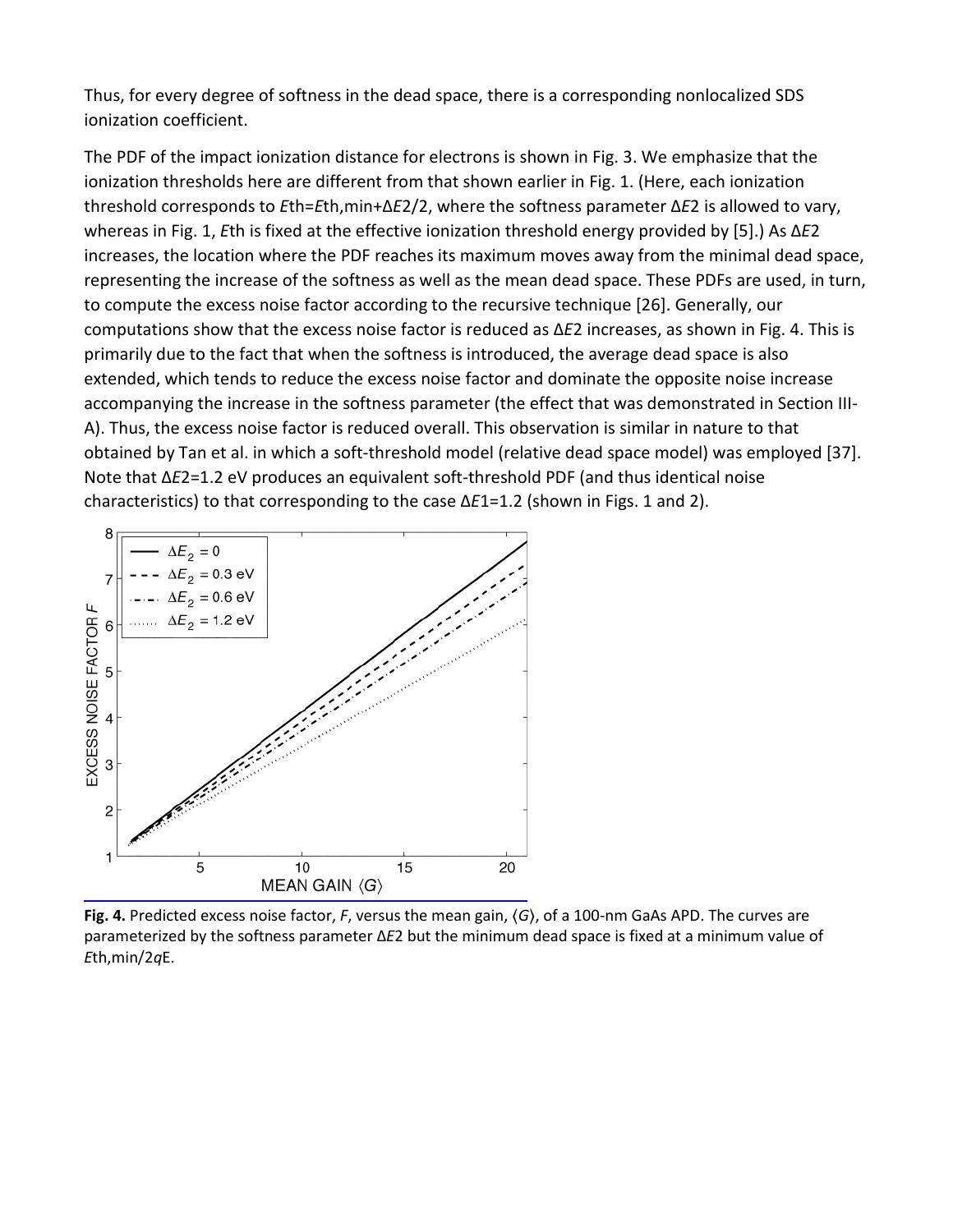Thus, for every degree of softness in the dead space, there is a corresponding nonlocalized SDS ionization coefficient.

The PDF of the impact ionization distance for electrons is shown in Fig. 3. We emphasize that the ionization thresholds here are different from that shown earlier in Fig. 1. (Here, each ionization threshold corresponds to $E_{th}=E_{th,min}+\Delta E_2/2$, where the softness parameter $\Delta E_2$ is allowed to vary, whereas in Fig. 1, $E_{th}$ is fixed at the effective ionization threshold energy provided by [5].) As $\Delta E_2$ increases, the location where the PDF reaches its maximum moves away from the minimal dead space, representing the increase of the softness as well as the mean dead space. These PDFs are used, in turn, to compute the excess noise factor according to the recursive technique [26]. Generally, our computations show that the excess noise factor is reduced as $\Delta E_2$ increases, as shown in Fig. 4. This is primarily due to the fact that when the softness is introduced, the average dead space is also extended, which tends to reduce the excess noise factor and dominate the opposite noise increase accompanying the increase in the softness parameter (the effect that was demonstrated in Section III-A). Thus, the excess noise factor is reduced overall. This observation is similar in nature to that obtained by Tan et al. in which a soft-threshold model (relative dead space model) was employed [37]. Note that $\Delta E_2=1.2$ eV produces an equivalent soft-threshold PDF (and thus identical noise characteristics) to that corresponding to the case $\Delta E_1=1.2$ (shown in Figs. 1 and 2).

**Fig. 4.** Predicted excess noise factor, $F$, versus the mean gain, $\langle G \rangle$, of a 100-nm GaAs APD. The curves are parameterized by the softness parameter $\Delta E_2$ but the minimum dead space is fixed at a minimum value of $E_{th,min}/2qE$.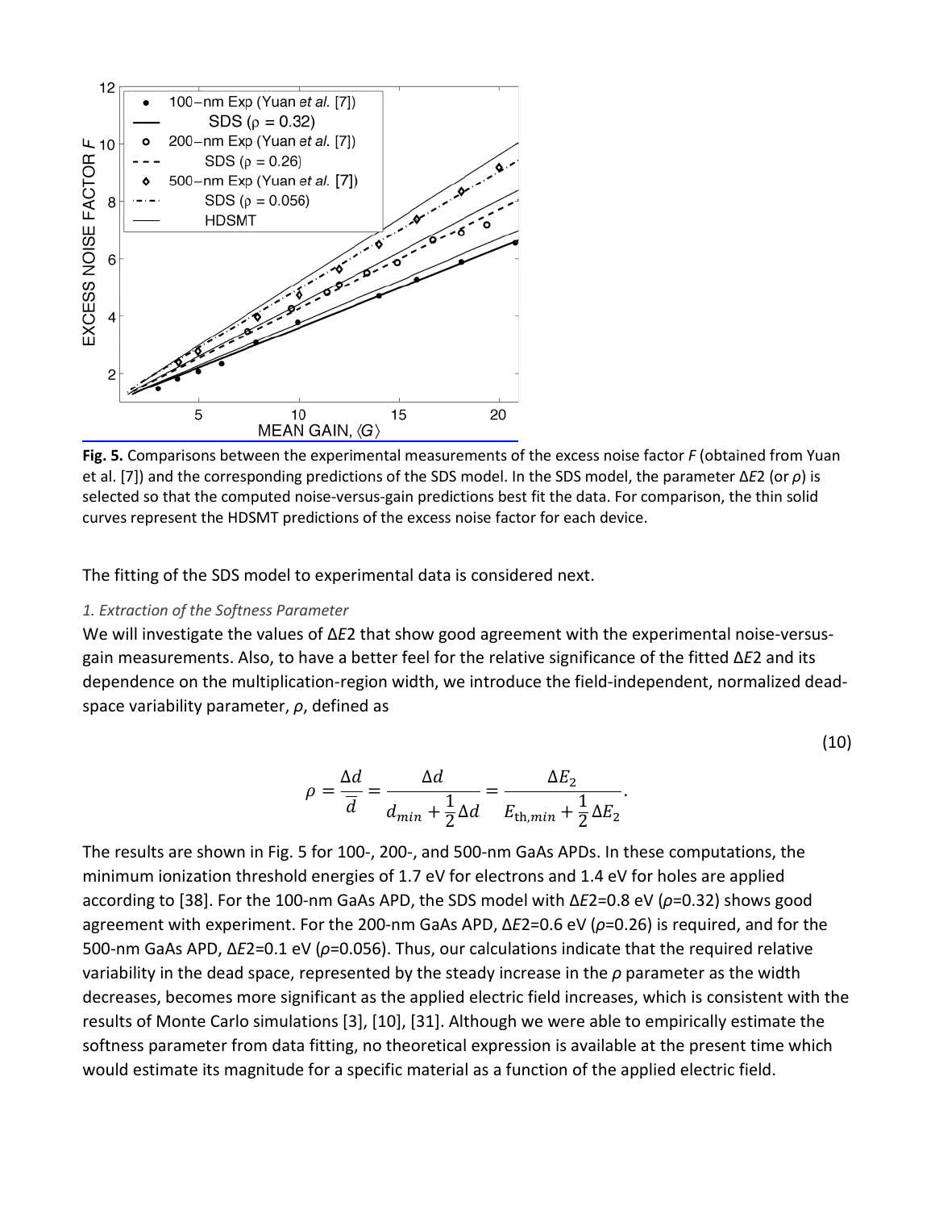**Fig. 5.** Comparisons between the experimental measurements of the excess noise factor $F$ (obtained from Yuan et al. [7]) and the corresponding predictions of the SDS model. In the SDS model, the parameter $\Delta E_2$ (or $\rho$) is selected so that the computed noise-versus-gain predictions best fit the data. For comparison, the thin solid curves represent the HDSMT predictions of the excess noise factor for each device.

The fitting of the SDS model to experimental data is considered next.

### *1. Extraction of the Softness Parameter*

We will investigate the values of $\Delta E_2$ that show good agreement with the experimental noise-versus-gain measurements. Also, to have a better feel for the relative significance of the fitted $\Delta E_2$ and its dependence on the multiplication-region width, we introduce the field-independent, normalized dead-space variability parameter, $\rho$, defined as

$$\rho = \frac{\Delta d}{\overline{d}} = \frac{\Delta d}{d_{min} + \frac{1}{2}\Delta d} = \frac{\Delta E_2}{E_{\mathrm{th},min} + \frac{1}{2}\Delta E_2}. \tag{10}$$

The results are shown in Fig. 5 for 100-, 200-, and 500-nm GaAs APDs. In these computations, the minimum ionization threshold energies of 1.7 eV for electrons and 1.4 eV for holes are applied according to [38]. For the 100-nm GaAs APD, the SDS model with $\Delta E_2$=0.8 eV ($\rho$=0.32) shows good agreement with experiment. For the 200-nm GaAs APD, $\Delta E_2$=0.6 eV ($\rho$=0.26) is required, and for the 500-nm GaAs APD, $\Delta E_2$=0.1 eV ($\rho$=0.056). Thus, our calculations indicate that the required relative variability in the dead space, represented by the steady increase in the $\rho$ parameter as the width decreases, becomes more significant as the applied electric field increases, which is consistent with the results of Monte Carlo simulations [3], [10], [31]. Although we were able to empirically estimate the softness parameter from data fitting, no theoretical expression is available at the present time which would estimate its magnitude for a specific material as a function of the applied electric field.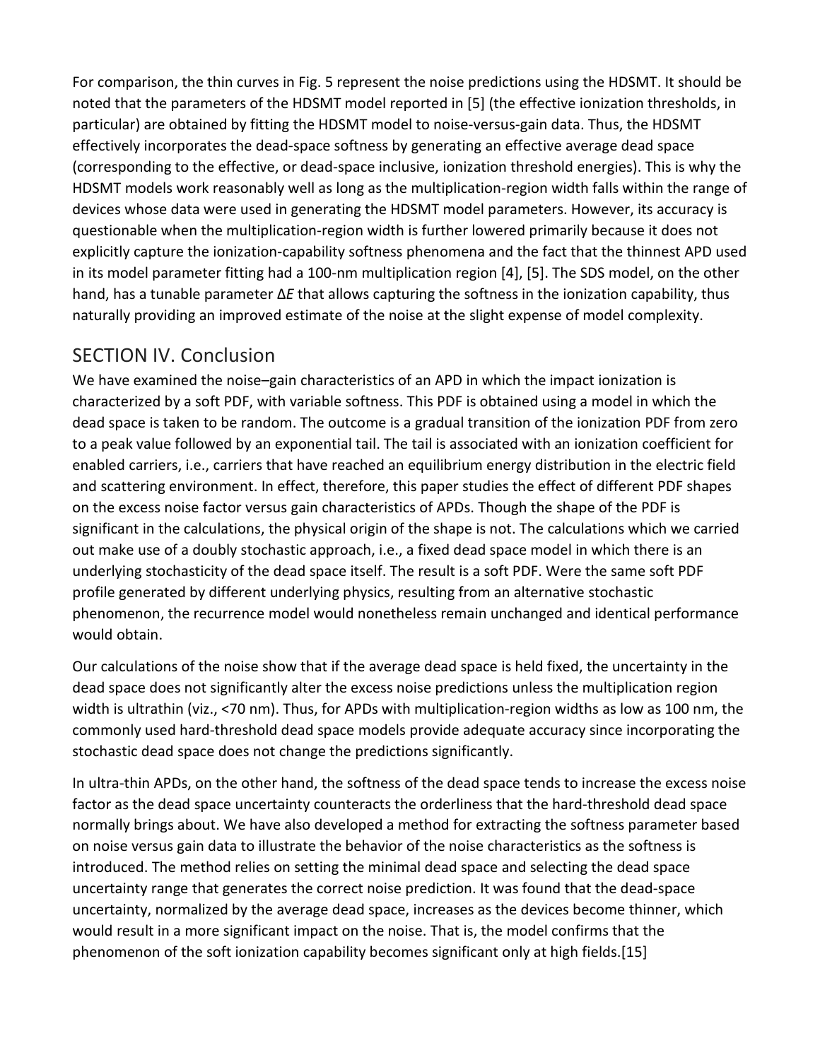For comparison, the thin curves in Fig. 5 represent the noise predictions using the HDSMT. It should be noted that the parameters of the HDSMT model reported in [5] (the effective ionization thresholds, in particular) are obtained by fitting the HDSMT model to noise-versus-gain data. Thus, the HDSMT effectively incorporates the dead-space softness by generating an effective average dead space (corresponding to the effective, or dead-space inclusive, ionization threshold energies). This is why the HDSMT models work reasonably well as long as the multiplication-region width falls within the range of devices whose data were used in generating the HDSMT model parameters. However, its accuracy is questionable when the multiplication-region width is further lowered primarily because it does not explicitly capture the ionization-capability softness phenomena and the fact that the thinnest APD used in its model parameter fitting had a 100-nm multiplication region [4], [5]. The SDS model, on the other hand, has a tunable parameter $\Delta E$ that allows capturing the softness in the ionization capability, thus naturally providing an improved estimate of the noise at the slight expense of model complexity.

## SECTION IV. Conclusion

We have examined the noise–gain characteristics of an APD in which the impact ionization is characterized by a soft PDF, with variable softness. This PDF is obtained using a model in which the dead space is taken to be random. The outcome is a gradual transition of the ionization PDF from zero to a peak value followed by an exponential tail. The tail is associated with an ionization coefficient for enabled carriers, i.e., carriers that have reached an equilibrium energy distribution in the electric field and scattering environment. In effect, therefore, this paper studies the effect of different PDF shapes on the excess noise factor versus gain characteristics of APDs. Though the shape of the PDF is significant in the calculations, the physical origin of the shape is not. The calculations which we carried out make use of a doubly stochastic approach, i.e., a fixed dead space model in which there is an underlying stochasticity of the dead space itself. The result is a soft PDF. Were the same soft PDF profile generated by different underlying physics, resulting from an alternative stochastic phenomenon, the recurrence model would nonetheless remain unchanged and identical performance would obtain.

Our calculations of the noise show that if the average dead space is held fixed, the uncertainty in the dead space does not significantly alter the excess noise predictions unless the multiplication region width is ultrathin (viz., <70 nm). Thus, for APDs with multiplication-region widths as low as 100 nm, the commonly used hard-threshold dead space models provide adequate accuracy since incorporating the stochastic dead space does not change the predictions significantly.

In ultra-thin APDs, on the other hand, the softness of the dead space tends to increase the excess noise factor as the dead space uncertainty counteracts the orderliness that the hard-threshold dead space normally brings about. We have also developed a method for extracting the softness parameter based on noise versus gain data to illustrate the behavior of the noise characteristics as the softness is introduced. The method relies on setting the minimal dead space and selecting the dead space uncertainty range that generates the correct noise prediction. It was found that the dead-space uncertainty, normalized by the average dead space, increases as the devices become thinner, which would result in a more significant impact on the noise. That is, the model confirms that the phenomenon of the soft ionization capability becomes significant only at high fields.[15]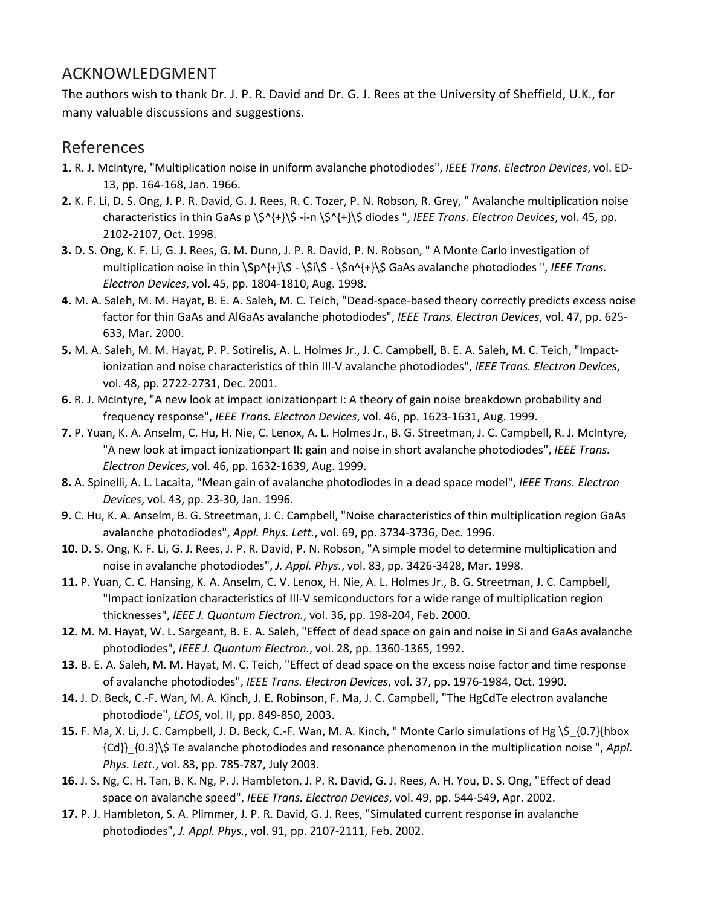## ACKNOWLEDGMENT

The authors wish to thank Dr. J. P. R. David and Dr. G. J. Rees at the University of Sheffield, U.K., for many valuable discussions and suggestions.

## References

**1.** R. J. McIntyre, "Multiplication noise in uniform avalanche photodiodes", *IEEE Trans. Electron Devices*, vol. ED-13, pp. 164-168, Jan. 1966.

**2.** K. F. Li, D. S. Ong, J. P. R. David, G. J. Rees, R. C. Tozer, P. N. Robson, R. Grey, " Avalanche multiplication noise characteristics in thin GaAs p $^{+}$ -i-n $^{+}$ diodes ", *IEEE Trans. Electron Devices*, vol. 45, pp. 2102-2107, Oct. 1998.

**3.** D. S. Ong, K. F. Li, G. J. Rees, G. M. Dunn, J. P. R. David, P. N. Robson, " A Monte Carlo investigation of multiplication noise in thin $p^{+}$ - $i$ - $n^{+}$ GaAs avalanche photodiodes ", *IEEE Trans. Electron Devices*, vol. 45, pp. 1804-1810, Aug. 1998.

**4.** M. A. Saleh, M. M. Hayat, B. E. A. Saleh, M. C. Teich, "Dead-space-based theory correctly predicts excess noise factor for thin GaAs and AlGaAs avalanche photodiodes", *IEEE Trans. Electron Devices*, vol. 47, pp. 625-633, Mar. 2000.

**5.** M. A. Saleh, M. M. Hayat, P. P. Sotirelis, A. L. Holmes Jr., J. C. Campbell, B. E. A. Saleh, M. C. Teich, "Impact-ionization and noise characteristics of thin III-V avalanche photodiodes", *IEEE Trans. Electron Devices*, vol. 48, pp. 2722-2731, Dec. 2001.

**6.** R. J. McIntyre, "A new look at impact ionization-part I: A theory of gain noise breakdown probability and frequency response", *IEEE Trans. Electron Devices*, vol. 46, pp. 1623-1631, Aug. 1999.

**7.** P. Yuan, K. A. Anselm, C. Hu, H. Nie, C. Lenox, A. L. Holmes Jr., B. G. Streetman, J. C. Campbell, R. J. McIntyre, "A new look at impact ionization-part II: gain and noise in short avalanche photodiodes", *IEEE Trans. Electron Devices*, vol. 46, pp. 1632-1639, Aug. 1999.

**8.** A. Spinelli, A. L. Lacaita, "Mean gain of avalanche photodiodes in a dead space model", *IEEE Trans. Electron Devices*, vol. 43, pp. 23-30, Jan. 1996.

**9.** C. Hu, K. A. Anselm, B. G. Streetman, J. C. Campbell, "Noise characteristics of thin multiplication region GaAs avalanche photodiodes", *Appl. Phys. Lett.*, vol. 69, pp. 3734-3736, Dec. 1996.

**10.** D. S. Ong, K. F. Li, G. J. Rees, J. P. R. David, P. N. Robson, "A simple model to determine multiplication and noise in avalanche photodiodes", *J. Appl. Phys.*, vol. 83, pp. 3426-3428, Mar. 1998.

**11.** P. Yuan, C. C. Hansing, K. A. Anselm, C. V. Lenox, H. Nie, A. L. Holmes Jr., B. G. Streetman, J. C. Campbell, "Impact ionization characteristics of III-V semiconductors for a wide range of multiplication region thicknesses", *IEEE J. Quantum Electron.*, vol. 36, pp. 198-204, Feb. 2000.

**12.** M. M. Hayat, W. L. Sargeant, B. E. A. Saleh, "Effect of dead space on gain and noise in Si and GaAs avalanche photodiodes", *IEEE J. Quantum Electron.*, vol. 28, pp. 1360-1365, 1992.

**13.** B. E. A. Saleh, M. M. Hayat, M. C. Teich, "Effect of dead space on the excess noise factor and time response of avalanche photodiodes", *IEEE Trans. Electron Devices*, vol. 37, pp. 1976-1984, Oct. 1990.

**14.** J. D. Beck, C.-F. Wan, M. A. Kinch, J. E. Robinson, F. Ma, J. C. Campbell, "The HgCdTe electron avalanche photodiode", *LEOS*, vol. II, pp. 849-850, 2003.

**15.** F. Ma, X. Li, J. C. Campbell, J. D. Beck, C.-F. Wan, M. A. Kinch, " Monte Carlo simulations of Hg $_{0.7}{\rm Cd}_{0.3}$ Te avalanche photodiodes and resonance phenomenon in the multiplication noise ", *Appl. Phys. Lett.*, vol. 83, pp. 785-787, July 2003.

**16.** J. S. Ng, C. H. Tan, B. K. Ng, P. J. Hambleton, J. P. R. David, G. J. Rees, A. H. You, D. S. Ong, "Effect of dead space on avalanche speed", *IEEE Trans. Electron Devices*, vol. 49, pp. 544-549, Apr. 2002.

**17.** P. J. Hambleton, S. A. Plimmer, J. P. R. David, G. J. Rees, "Simulated current response in avalanche photodiodes", *J. Appl. Phys.*, vol. 91, pp. 2107-2111, Feb. 2002.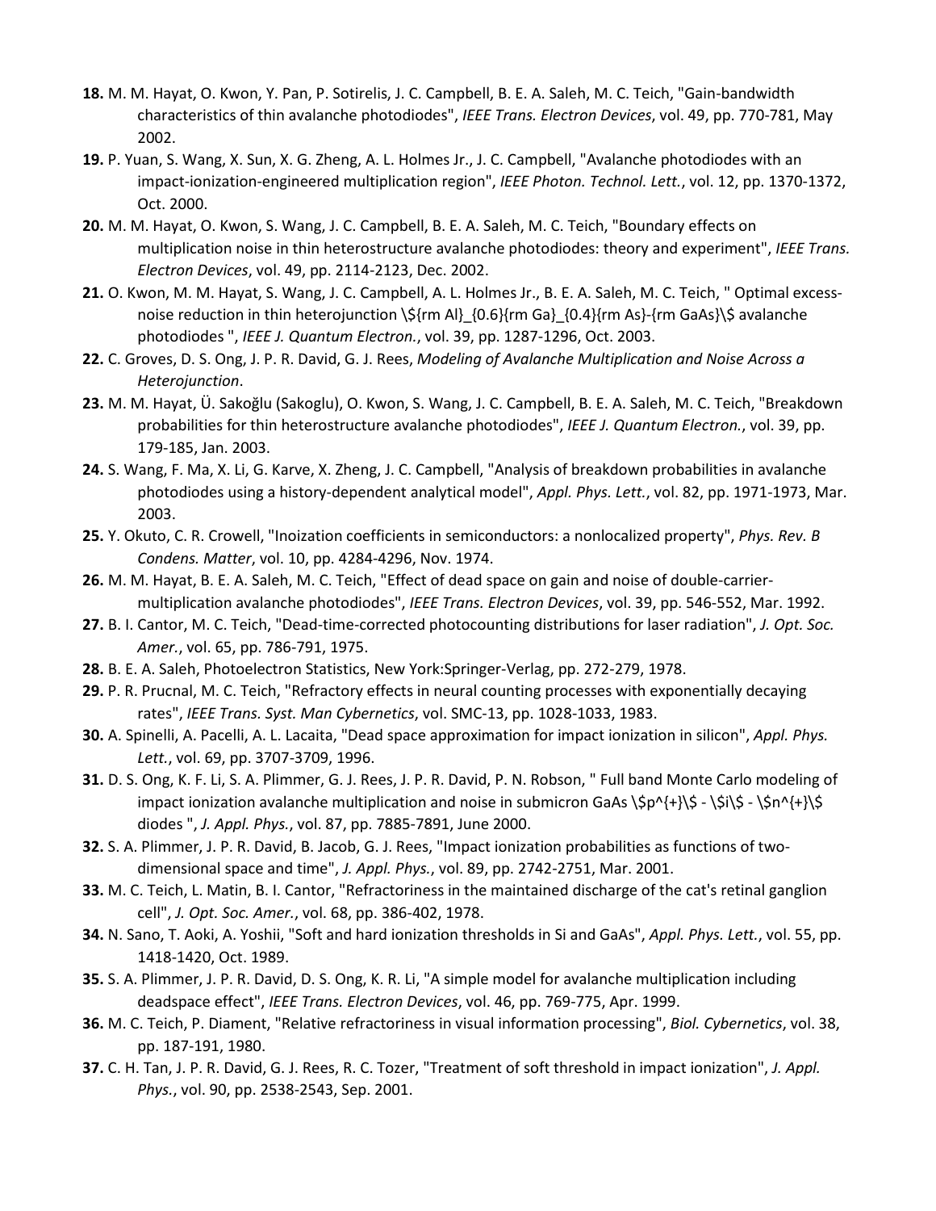**18.** M. M. Hayat, O. Kwon, Y. Pan, P. Sotirelis, J. C. Campbell, B. E. A. Saleh, M. C. Teich, "Gain-bandwidth characteristics of thin avalanche photodiodes", *IEEE Trans. Electron Devices*, vol. 49, pp. 770-781, May 2002.

**19.** P. Yuan, S. Wang, X. Sun, X. G. Zheng, A. L. Holmes Jr., J. C. Campbell, "Avalanche photodiodes with an impact-ionization-engineered multiplication region", *IEEE Photon. Technol. Lett.*, vol. 12, pp. 1370-1372, Oct. 2000.

**20.** M. M. Hayat, O. Kwon, S. Wang, J. C. Campbell, B. E. A. Saleh, M. C. Teich, "Boundary effects on multiplication noise in thin heterostructure avalanche photodiodes: theory and experiment", *IEEE Trans. Electron Devices*, vol. 49, pp. 2114-2123, Dec. 2002.

**21.** O. Kwon, M. M. Hayat, S. Wang, J. C. Campbell, A. L. Holmes Jr., B. E. A. Saleh, M. C. Teich, " Optimal excess-noise reduction in thin heterojunction $Al_{0.6}Ga_{0.4}As-GaAs$ avalanche photodiodes ", *IEEE J. Quantum Electron.*, vol. 39, pp. 1287-1296, Oct. 2003.

**22.** C. Groves, D. S. Ong, J. P. R. David, G. J. Rees, *Modeling of Avalanche Multiplication and Noise Across a Heterojunction*.

**23.** M. M. Hayat, Ü. Sakoğlu (Sakoglu), O. Kwon, S. Wang, J. C. Campbell, B. E. A. Saleh, M. C. Teich, "Breakdown probabilities for thin heterostructure avalanche photodiodes", *IEEE J. Quantum Electron.*, vol. 39, pp. 179-185, Jan. 2003.

**24.** S. Wang, F. Ma, X. Li, G. Karve, X. Zheng, J. C. Campbell, "Analysis of breakdown probabilities in avalanche photodiodes using a history-dependent analytical model", *Appl. Phys. Lett.*, vol. 82, pp. 1971-1973, Mar. 2003.

**25.** Y. Okuto, C. R. Crowell, "Inoization coefficients in semiconductors: a nonlocalized property", *Phys. Rev. B Condens. Matter*, vol. 10, pp. 4284-4296, Nov. 1974.

**26.** M. M. Hayat, B. E. A. Saleh, M. C. Teich, "Effect of dead space on gain and noise of double-carrier-multiplication avalanche photodiodes", *IEEE Trans. Electron Devices*, vol. 39, pp. 546-552, Mar. 1992.

**27.** B. I. Cantor, M. C. Teich, "Dead-time-corrected photocounting distributions for laser radiation", *J. Opt. Soc. Amer.*, vol. 65, pp. 786-791, 1975.

**28.** B. E. A. Saleh, Photoelectron Statistics, New York:Springer-Verlag, pp. 272-279, 1978.

**29.** P. R. Prucnal, M. C. Teich, "Refractory effects in neural counting processes with exponentially decaying rates", *IEEE Trans. Syst. Man Cybernetics*, vol. SMC-13, pp. 1028-1033, 1983.

**30.** A. Spinelli, A. Pacelli, A. L. Lacaita, "Dead space approximation for impact ionization in silicon", *Appl. Phys. Lett.*, vol. 69, pp. 3707-3709, 1996.

**31.** D. S. Ong, K. F. Li, S. A. Plimmer, G. J. Rees, J. P. R. David, P. N. Robson, " Full band Monte Carlo modeling of impact ionization avalanche multiplication and noise in submicron GaAs $p^{+}$ - $i$ - $n^{+}$ diodes ", *J. Appl. Phys.*, vol. 87, pp. 7885-7891, June 2000.

**32.** S. A. Plimmer, J. P. R. David, B. Jacob, G. J. Rees, "Impact ionization probabilities as functions of two-dimensional space and time", *J. Appl. Phys.*, vol. 89, pp. 2742-2751, Mar. 2001.

**33.** M. C. Teich, L. Matin, B. I. Cantor, "Refractoriness in the maintained discharge of the cat's retinal ganglion cell", *J. Opt. Soc. Amer.*, vol. 68, pp. 386-402, 1978.

**34.** N. Sano, T. Aoki, A. Yoshii, "Soft and hard ionization thresholds in Si and GaAs", *Appl. Phys. Lett.*, vol. 55, pp. 1418-1420, Oct. 1989.

**35.** S. A. Plimmer, J. P. R. David, D. S. Ong, K. R. Li, "A simple model for avalanche multiplication including deadspace effect", *IEEE Trans. Electron Devices*, vol. 46, pp. 769-775, Apr. 1999.

**36.** M. C. Teich, P. Diament, "Relative refractoriness in visual information processing", *Biol. Cybernetics*, vol. 38, pp. 187-191, 1980.

**37.** C. H. Tan, J. P. R. David, G. J. Rees, R. C. Tozer, "Treatment of soft threshold in impact ionization", *J. Appl. Phys.*, vol. 90, pp. 2538-2543, Sep. 2001.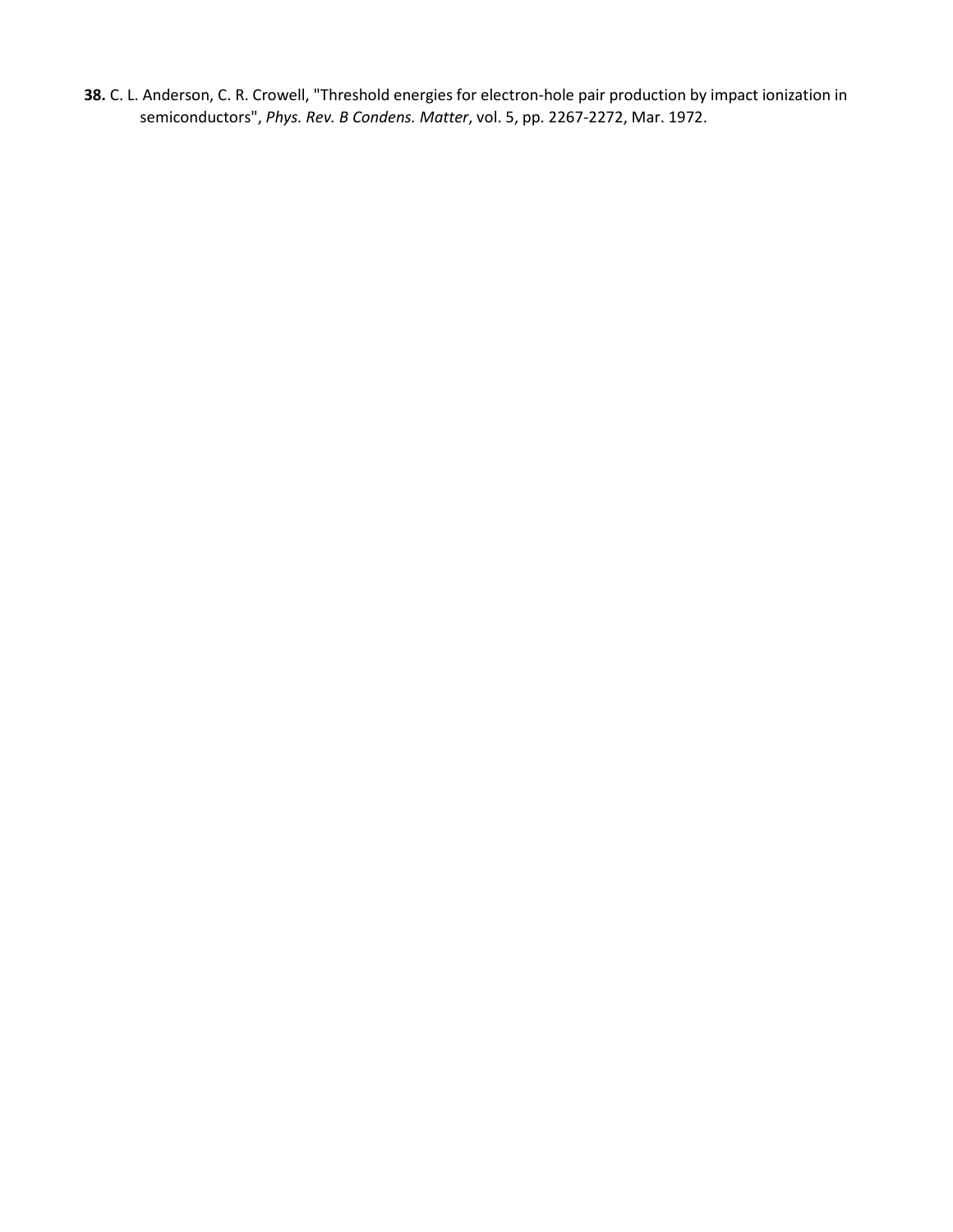**38.** C. L. Anderson, C. R. Crowell, "Threshold energies for electron-hole pair production by impact ionization in semiconductors", *Phys. Rev. B Condens. Matter*, vol. 5, pp. 2267-2272, Mar. 1972.